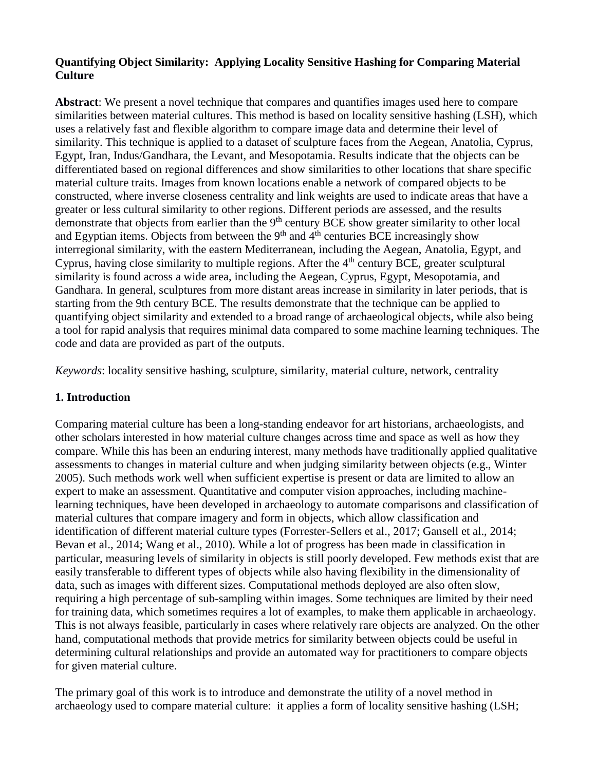**Quantifying Object Similarity: Applying Locality Sensitive Hashing for Comparing Material Culture**

**Abstract**: We present a novel technique that compares and quantifies images used here to compare similarities between material cultures. This method is based on locality sensitive hashing (LSH), which uses a relatively fast and flexible algorithm to compare image data and determine their level of similarity. This technique is applied to a dataset of sculpture faces from the Aegean, Anatolia, Cyprus, Egypt, Iran, Indus/Gandhara, the Levant, and Mesopotamia. Results indicate that the objects can be differentiated based on regional differences and show similarities to other locations that share specific material culture traits. Images from known locations enable a network of compared objects to be constructed, where inverse closeness centrality and link weights are used to indicate areas that have a greater or less cultural similarity to other regions. Different periods are assessed, and the results demonstrate that objects from earlier than the 9$^{th}$ century BCE show greater similarity to other local and Egyptian items. Objects from between the 9$^{th}$ and 4$^{th}$ centuries BCE increasingly show interregional similarity, with the eastern Mediterranean, including the Aegean, Anatolia, Egypt, and Cyprus, having close similarity to multiple regions. After the 4$^{th}$ century BCE, greater sculptural similarity is found across a wide area, including the Aegean, Cyprus, Egypt, Mesopotamia, and Gandhara. In general, sculptures from more distant areas increase in similarity in later periods, that is starting from the 9th century BCE. The results demonstrate that the technique can be applied to quantifying object similarity and extended to a broad range of archaeological objects, while also being a tool for rapid analysis that requires minimal data compared to some machine learning techniques. The code and data are provided as part of the outputs.

*Keywords*: locality sensitive hashing, sculpture, similarity, material culture, network, centrality

## 1. Introduction

Comparing material culture has been a long-standing endeavor for art historians, archaeologists, and other scholars interested in how material culture changes across time and space as well as how they compare. While this has been an enduring interest, many methods have traditionally applied qualitative assessments to changes in material culture and when judging similarity between objects (e.g., Winter 2005). Such methods work well when sufficient expertise is present or data are limited to allow an expert to make an assessment. Quantitative and computer vision approaches, including machine-learning techniques, have been developed in archaeology to automate comparisons and classification of material cultures that compare imagery and form in objects, which allow classification and identification of different material culture types (Forrester-Sellers et al., 2017; Gansell et al., 2014; Bevan et al., 2014; Wang et al., 2010). While a lot of progress has been made in classification in particular, measuring levels of similarity in objects is still poorly developed. Few methods exist that are easily transferable to different types of objects while also having flexibility in the dimensionality of data, such as images with different sizes. Computational methods deployed are also often slow, requiring a high percentage of sub-sampling within images. Some techniques are limited by their need for training data, which sometimes requires a lot of examples, to make them applicable in archaeology. This is not always feasible, particularly in cases where relatively rare objects are analyzed. On the other hand, computational methods that provide metrics for similarity between objects could be useful in determining cultural relationships and provide an automated way for practitioners to compare objects for given material culture.

The primary goal of this work is to introduce and demonstrate the utility of a novel method in archaeology used to compare material culture: it applies a form of locality sensitive hashing (LSH;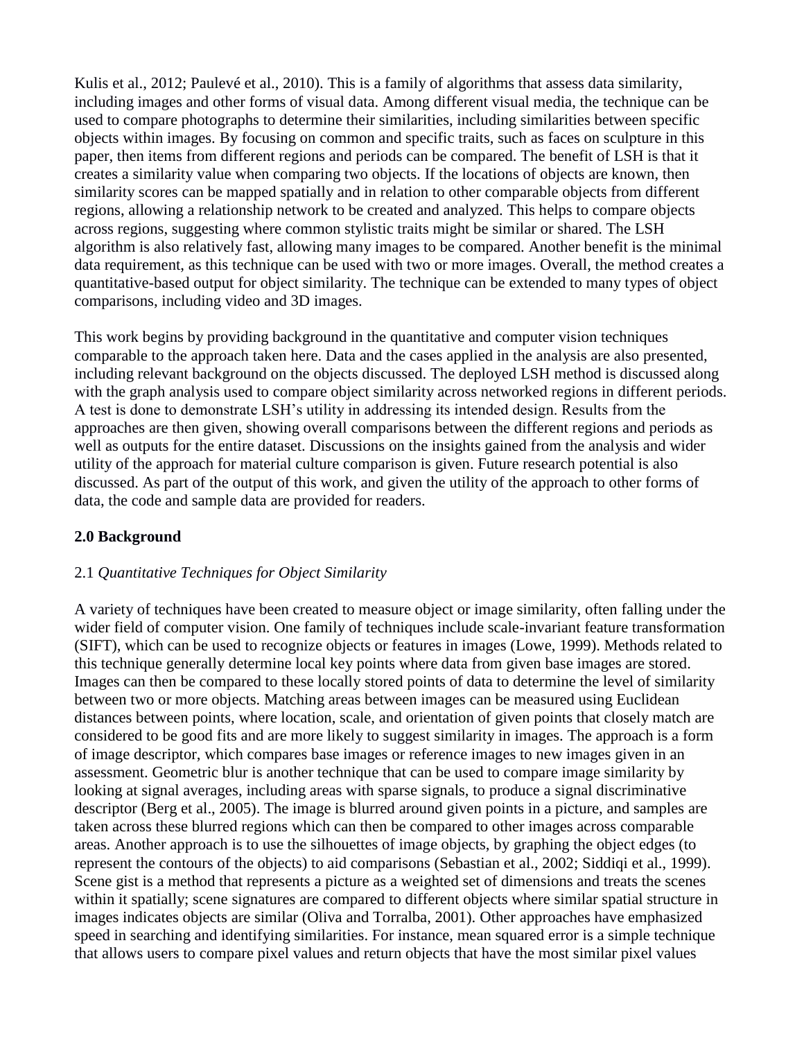Kulis et al., 2012; Paulevé et al., 2010). This is a family of algorithms that assess data similarity, including images and other forms of visual data. Among different visual media, the technique can be used to compare photographs to determine their similarities, including similarities between specific objects within images. By focusing on common and specific traits, such as faces on sculpture in this paper, then items from different regions and periods can be compared. The benefit of LSH is that it creates a similarity value when comparing two objects. If the locations of objects are known, then similarity scores can be mapped spatially and in relation to other comparable objects from different regions, allowing a relationship network to be created and analyzed. This helps to compare objects across regions, suggesting where common stylistic traits might be similar or shared. The LSH algorithm is also relatively fast, allowing many images to be compared. Another benefit is the minimal data requirement, as this technique can be used with two or more images. Overall, the method creates a quantitative-based output for object similarity. The technique can be extended to many types of object comparisons, including video and 3D images.

This work begins by providing background in the quantitative and computer vision techniques comparable to the approach taken here. Data and the cases applied in the analysis are also presented, including relevant background on the objects discussed. The deployed LSH method is discussed along with the graph analysis used to compare object similarity across networked regions in different periods. A test is done to demonstrate LSH's utility in addressing its intended design. Results from the approaches are then given, showing overall comparisons between the different regions and periods as well as outputs for the entire dataset. Discussions on the insights gained from the analysis and wider utility of the approach for material culture comparison is given. Future research potential is also discussed. As part of the output of this work, and given the utility of the approach to other forms of data, the code and sample data are provided for readers.

## 2.0 Background

### 2.1 *Quantitative Techniques for Object Similarity*

A variety of techniques have been created to measure object or image similarity, often falling under the wider field of computer vision. One family of techniques include scale-invariant feature transformation (SIFT), which can be used to recognize objects or features in images (Lowe, 1999). Methods related to this technique generally determine local key points where data from given base images are stored. Images can then be compared to these locally stored points of data to determine the level of similarity between two or more objects. Matching areas between images can be measured using Euclidean distances between points, where location, scale, and orientation of given points that closely match are considered to be good fits and are more likely to suggest similarity in images. The approach is a form of image descriptor, which compares base images or reference images to new images given in an assessment. Geometric blur is another technique that can be used to compare image similarity by looking at signal averages, including areas with sparse signals, to produce a signal discriminative descriptor (Berg et al., 2005). The image is blurred around given points in a picture, and samples are taken across these blurred regions which can then be compared to other images across comparable areas. Another approach is to use the silhouettes of image objects, by graphing the object edges (to represent the contours of the objects) to aid comparisons (Sebastian et al., 2002; Siddiqi et al., 1999). Scene gist is a method that represents a picture as a weighted set of dimensions and treats the scenes within it spatially; scene signatures are compared to different objects where similar spatial structure in images indicates objects are similar (Oliva and Torralba, 2001). Other approaches have emphasized speed in searching and identifying similarities. For instance, mean squared error is a simple technique that allows users to compare pixel values and return objects that have the most similar pixel values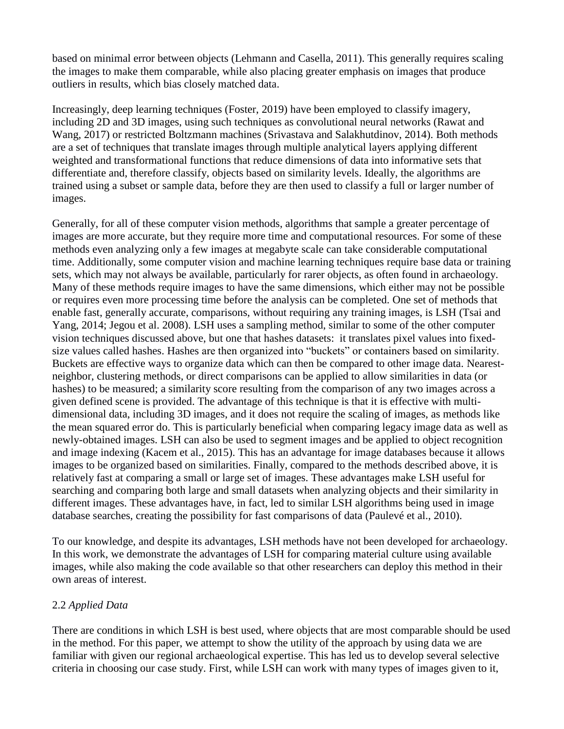based on minimal error between objects (Lehmann and Casella, 2011). This generally requires scaling the images to make them comparable, while also placing greater emphasis on images that produce outliers in results, which bias closely matched data.

Increasingly, deep learning techniques (Foster, 2019) have been employed to classify imagery, including 2D and 3D images, using such techniques as convolutional neural networks (Rawat and Wang, 2017) or restricted Boltzmann machines (Srivastava and Salakhutdinov, 2014). Both methods are a set of techniques that translate images through multiple analytical layers applying different weighted and transformational functions that reduce dimensions of data into informative sets that differentiate and, therefore classify, objects based on similarity levels. Ideally, the algorithms are trained using a subset or sample data, before they are then used to classify a full or larger number of images.

Generally, for all of these computer vision methods, algorithms that sample a greater percentage of images are more accurate, but they require more time and computational resources. For some of these methods even analyzing only a few images at megabyte scale can take considerable computational time. Additionally, some computer vision and machine learning techniques require base data or training sets, which may not always be available, particularly for rarer objects, as often found in archaeology. Many of these methods require images to have the same dimensions, which either may not be possible or requires even more processing time before the analysis can be completed. One set of methods that enable fast, generally accurate, comparisons, without requiring any training images, is LSH (Tsai and Yang, 2014; Jegou et al. 2008). LSH uses a sampling method, similar to some of the other computer vision techniques discussed above, but one that hashes datasets: it translates pixel values into fixed-size values called hashes. Hashes are then organized into "buckets" or containers based on similarity. Buckets are effective ways to organize data which can then be compared to other image data. Nearest-neighbor, clustering methods, or direct comparisons can be applied to allow similarities in data (or hashes) to be measured; a similarity score resulting from the comparison of any two images across a given defined scene is provided. The advantage of this technique is that it is effective with multi-dimensional data, including 3D images, and it does not require the scaling of images, as methods like the mean squared error do. This is particularly beneficial when comparing legacy image data as well as newly-obtained images. LSH can also be used to segment images and be applied to object recognition and image indexing (Kacem et al., 2015). This has an advantage for image databases because it allows images to be organized based on similarities. Finally, compared to the methods described above, it is relatively fast at comparing a small or large set of images. These advantages make LSH useful for searching and comparing both large and small datasets when analyzing objects and their similarity in different images. These advantages have, in fact, led to similar LSH algorithms being used in image database searches, creating the possibility for fast comparisons of data (Paulevé et al., 2010).

To our knowledge, and despite its advantages, LSH methods have not been developed for archaeology. In this work, we demonstrate the advantages of LSH for comparing material culture using available images, while also making the code available so that other researchers can deploy this method in their own areas of interest.

### 2.2 *Applied Data*

There are conditions in which LSH is best used, where objects that are most comparable should be used in the method. For this paper, we attempt to show the utility of the approach by using data we are familiar with given our regional archaeological expertise. This has led us to develop several selective criteria in choosing our case study. First, while LSH can work with many types of images given to it,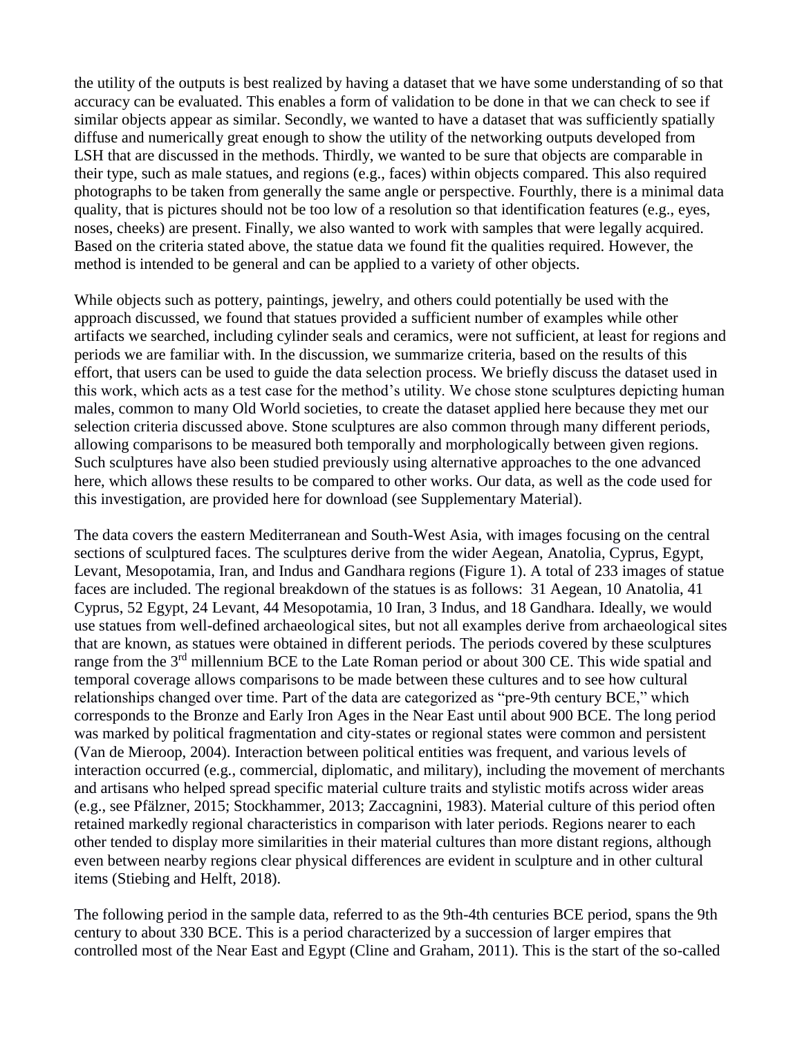the utility of the outputs is best realized by having a dataset that we have some understanding of so that accuracy can be evaluated. This enables a form of validation to be done in that we can check to see if similar objects appear as similar. Secondly, we wanted to have a dataset that was sufficiently spatially diffuse and numerically great enough to show the utility of the networking outputs developed from LSH that are discussed in the methods. Thirdly, we wanted to be sure that objects are comparable in their type, such as male statues, and regions (e.g., faces) within objects compared. This also required photographs to be taken from generally the same angle or perspective. Fourthly, there is a minimal data quality, that is pictures should not be too low of a resolution so that identification features (e.g., eyes, noses, cheeks) are present. Finally, we also wanted to work with samples that were legally acquired. Based on the criteria stated above, the statue data we found fit the qualities required. However, the method is intended to be general and can be applied to a variety of other objects.

While objects such as pottery, paintings, jewelry, and others could potentially be used with the approach discussed, we found that statues provided a sufficient number of examples while other artifacts we searched, including cylinder seals and ceramics, were not sufficient, at least for regions and periods we are familiar with. In the discussion, we summarize criteria, based on the results of this effort, that users can be used to guide the data selection process. We briefly discuss the dataset used in this work, which acts as a test case for the method's utility. We chose stone sculptures depicting human males, common to many Old World societies, to create the dataset applied here because they met our selection criteria discussed above. Stone sculptures are also common through many different periods, allowing comparisons to be measured both temporally and morphologically between given regions. Such sculptures have also been studied previously using alternative approaches to the one advanced here, which allows these results to be compared to other works. Our data, as well as the code used for this investigation, are provided here for download (see Supplementary Material).

The data covers the eastern Mediterranean and South-West Asia, with images focusing on the central sections of sculptured faces. The sculptures derive from the wider Aegean, Anatolia, Cyprus, Egypt, Levant, Mesopotamia, Iran, and Indus and Gandhara regions (Figure 1). A total of 233 images of statue faces are included. The regional breakdown of the statues is as follows: 31 Aegean, 10 Anatolia, 41 Cyprus, 52 Egypt, 24 Levant, 44 Mesopotamia, 10 Iran, 3 Indus, and 18 Gandhara. Ideally, we would use statues from well-defined archaeological sites, but not all examples derive from archaeological sites that are known, as statues were obtained in different periods. The periods covered by these sculptures range from the 3rd millennium BCE to the Late Roman period or about 300 CE. This wide spatial and temporal coverage allows comparisons to be made between these cultures and to see how cultural relationships changed over time. Part of the data are categorized as "pre-9th century BCE," which corresponds to the Bronze and Early Iron Ages in the Near East until about 900 BCE. The long period was marked by political fragmentation and city-states or regional states were common and persistent (Van de Mieroop, 2004). Interaction between political entities was frequent, and various levels of interaction occurred (e.g., commercial, diplomatic, and military), including the movement of merchants and artisans who helped spread specific material culture traits and stylistic motifs across wider areas (e.g., see Pfälzner, 2015; Stockhammer, 2013; Zaccagnini, 1983). Material culture of this period often retained markedly regional characteristics in comparison with later periods. Regions nearer to each other tended to display more similarities in their material cultures than more distant regions, although even between nearby regions clear physical differences are evident in sculpture and in other cultural items (Stiebing and Helft, 2018).

The following period in the sample data, referred to as the 9th-4th centuries BCE period, spans the 9th century to about 330 BCE. This is a period characterized by a succession of larger empires that controlled most of the Near East and Egypt (Cline and Graham, 2011). This is the start of the so-called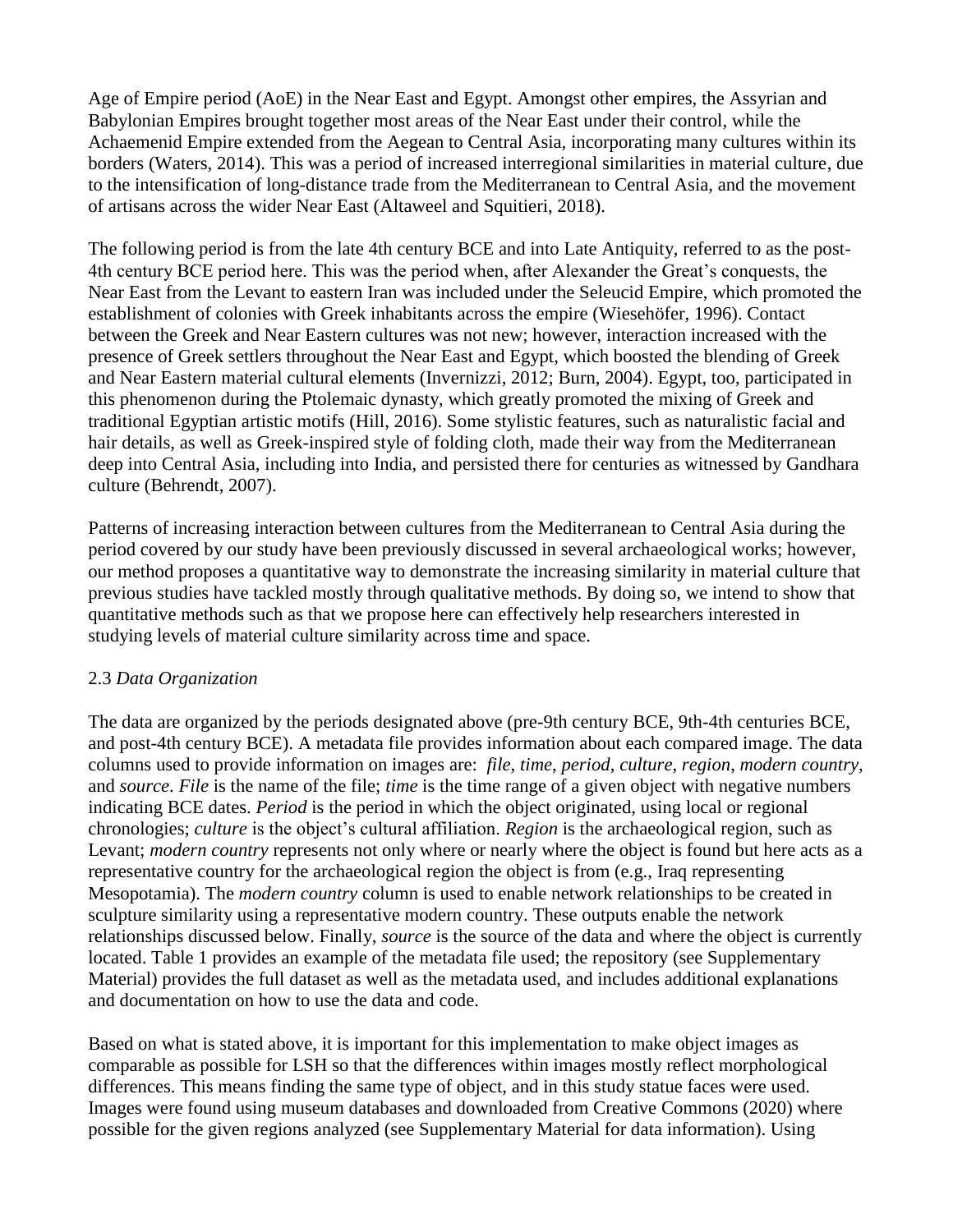Age of Empire period (AoE) in the Near East and Egypt. Amongst other empires, the Assyrian and Babylonian Empires brought together most areas of the Near East under their control, while the Achaemenid Empire extended from the Aegean to Central Asia, incorporating many cultures within its borders (Waters, 2014). This was a period of increased interregional similarities in material culture, due to the intensification of long-distance trade from the Mediterranean to Central Asia, and the movement of artisans across the wider Near East (Altaweel and Squitieri, 2018).

The following period is from the late 4th century BCE and into Late Antiquity, referred to as the post-4th century BCE period here. This was the period when, after Alexander the Great's conquests, the Near East from the Levant to eastern Iran was included under the Seleucid Empire, which promoted the establishment of colonies with Greek inhabitants across the empire (Wiesehöfer, 1996). Contact between the Greek and Near Eastern cultures was not new; however, interaction increased with the presence of Greek settlers throughout the Near East and Egypt, which boosted the blending of Greek and Near Eastern material cultural elements (Invernizzi, 2012; Burn, 2004). Egypt, too, participated in this phenomenon during the Ptolemaic dynasty, which greatly promoted the mixing of Greek and traditional Egyptian artistic motifs (Hill, 2016). Some stylistic features, such as naturalistic facial and hair details, as well as Greek-inspired style of folding cloth, made their way from the Mediterranean deep into Central Asia, including into India, and persisted there for centuries as witnessed by Gandhara culture (Behrendt, 2007).

Patterns of increasing interaction between cultures from the Mediterranean to Central Asia during the period covered by our study have been previously discussed in several archaeological works; however, our method proposes a quantitative way to demonstrate the increasing similarity in material culture that previous studies have tackled mostly through qualitative methods. By doing so, we intend to show that quantitative methods such as that we propose here can effectively help researchers interested in studying levels of material culture similarity across time and space.

### 2.3 *Data Organization*

The data are organized by the periods designated above (pre-9th century BCE, 9th-4th centuries BCE, and post-4th century BCE). A metadata file provides information about each compared image. The data columns used to provide information on images are: *file*, *time*, *period*, *culture*, *region*, *modern country*, and *source*. *File* is the name of the file; *time* is the time range of a given object with negative numbers indicating BCE dates. *Period* is the period in which the object originated, using local or regional chronologies; *culture* is the object's cultural affiliation. *Region* is the archaeological region, such as Levant; *modern country* represents not only where or nearly where the object is found but here acts as a representative country for the archaeological region the object is from (e.g., Iraq representing Mesopotamia). The *modern country* column is used to enable network relationships to be created in sculpture similarity using a representative modern country. These outputs enable the network relationships discussed below. Finally, *source* is the source of the data and where the object is currently located. Table 1 provides an example of the metadata file used; the repository (see Supplementary Material) provides the full dataset as well as the metadata used, and includes additional explanations and documentation on how to use the data and code.

Based on what is stated above, it is important for this implementation to make object images as comparable as possible for LSH so that the differences within images mostly reflect morphological differences. This means finding the same type of object, and in this study statue faces were used. Images were found using museum databases and downloaded from Creative Commons (2020) where possible for the given regions analyzed (see Supplementary Material for data information). Using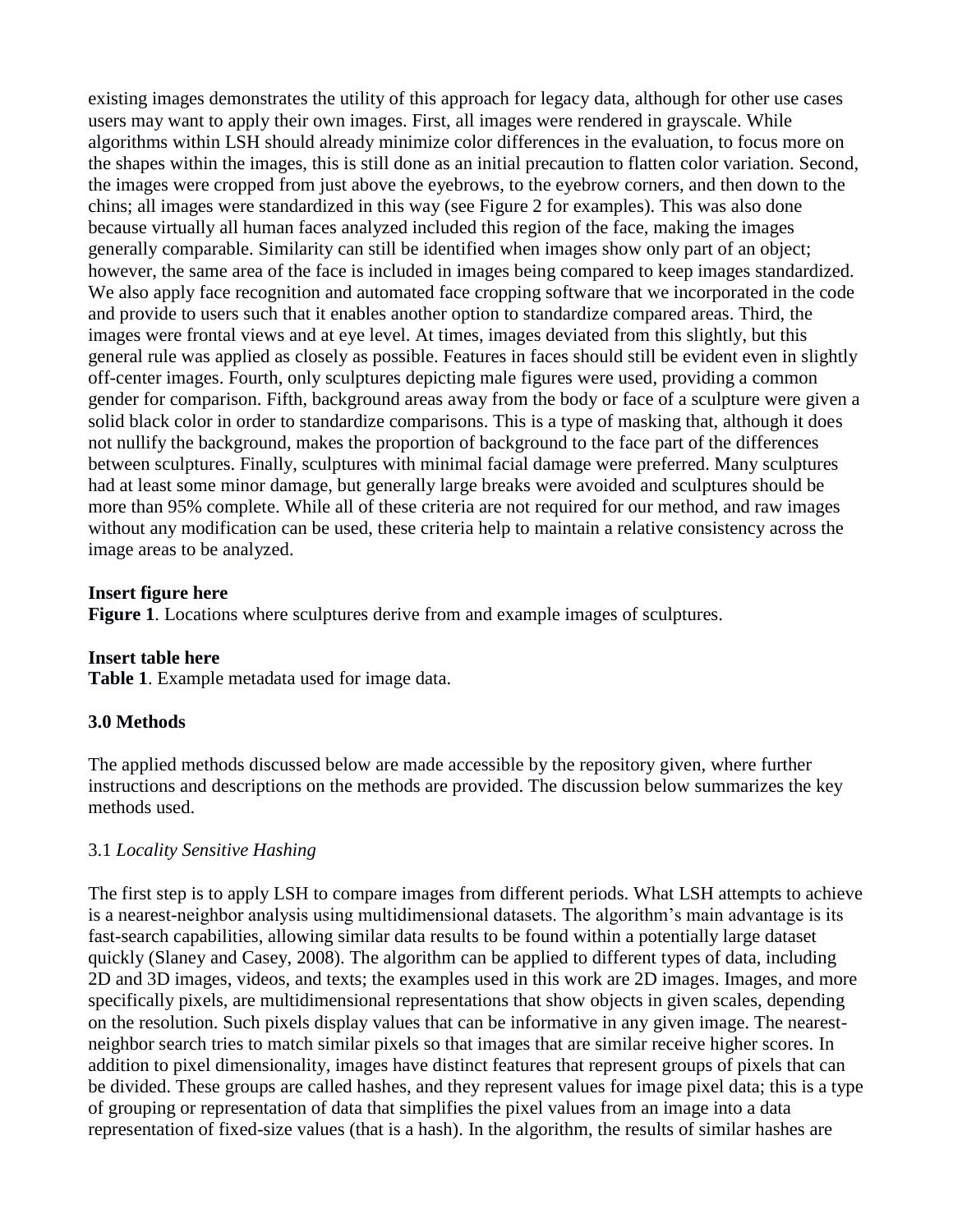existing images demonstrates the utility of this approach for legacy data, although for other use cases users may want to apply their own images. First, all images were rendered in grayscale. While algorithms within LSH should already minimize color differences in the evaluation, to focus more on the shapes within the images, this is still done as an initial precaution to flatten color variation. Second, the images were cropped from just above the eyebrows, to the eyebrow corners, and then down to the chins; all images were standardized in this way (see Figure 2 for examples). This was also done because virtually all human faces analyzed included this region of the face, making the images generally comparable. Similarity can still be identified when images show only part of an object; however, the same area of the face is included in images being compared to keep images standardized. We also apply face recognition and automated face cropping software that we incorporated in the code and provide to users such that it enables another option to standardize compared areas. Third, the images were frontal views and at eye level. At times, images deviated from this slightly, but this general rule was applied as closely as possible. Features in faces should still be evident even in slightly off-center images. Fourth, only sculptures depicting male figures were used, providing a common gender for comparison. Fifth, background areas away from the body or face of a sculpture were given a solid black color in order to standardize comparisons. This is a type of masking that, although it does not nullify the background, makes the proportion of background to the face part of the differences between sculptures. Finally, sculptures with minimal facial damage were preferred. Many sculptures had at least some minor damage, but generally large breaks were avoided and sculptures should be more than 95% complete. While all of these criteria are not required for our method, and raw images without any modification can be used, these criteria help to maintain a relative consistency across the image areas to be analyzed.

**Insert figure here**
**Figure 1**. Locations where sculptures derive from and example images of sculptures.

**Insert table here**
**Table 1**. Example metadata used for image data.

## 3.0 Methods

The applied methods discussed below are made accessible by the repository given, where further instructions and descriptions on the methods are provided. The discussion below summarizes the key methods used.

### 3.1 *Locality Sensitive Hashing*

The first step is to apply LSH to compare images from different periods. What LSH attempts to achieve is a nearest-neighbor analysis using multidimensional datasets. The algorithm's main advantage is its fast-search capabilities, allowing similar data results to be found within a potentially large dataset quickly (Slaney and Casey, 2008). The algorithm can be applied to different types of data, including 2D and 3D images, videos, and texts; the examples used in this work are 2D images. Images, and more specifically pixels, are multidimensional representations that show objects in given scales, depending on the resolution. Such pixels display values that can be informative in any given image. The nearest-neighbor search tries to match similar pixels so that images that are similar receive higher scores. In addition to pixel dimensionality, images have distinct features that represent groups of pixels that can be divided. These groups are called hashes, and they represent values for image pixel data; this is a type of grouping or representation of data that simplifies the pixel values from an image into a data representation of fixed-size values (that is a hash). In the algorithm, the results of similar hashes are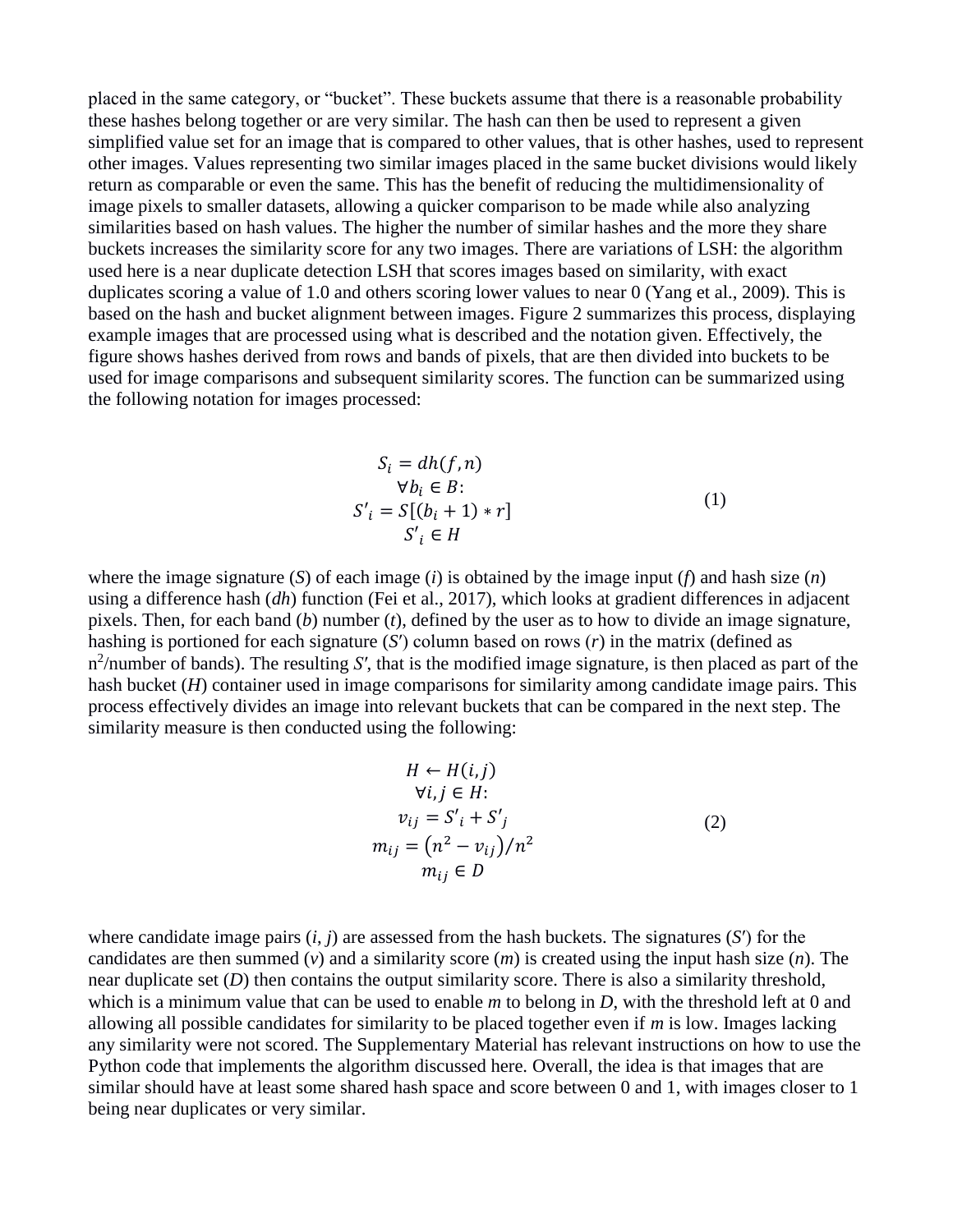placed in the same category, or "bucket". These buckets assume that there is a reasonable probability these hashes belong together or are very similar. The hash can then be used to represent a given simplified value set for an image that is compared to other values, that is other hashes, used to represent other images. Values representing two similar images placed in the same bucket divisions would likely return as comparable or even the same. This has the benefit of reducing the multidimensionality of image pixels to smaller datasets, allowing a quicker comparison to be made while also analyzing similarities based on hash values. The higher the number of similar hashes and the more they share buckets increases the similarity score for any two images. There are variations of LSH: the algorithm used here is a near duplicate detection LSH that scores images based on similarity, with exact duplicates scoring a value of 1.0 and others scoring lower values to near 0 (Yang et al., 2009). This is based on the hash and bucket alignment between images. Figure 2 summarizes this process, displaying example images that are processed using what is described and the notation given. Effectively, the figure shows hashes derived from rows and bands of pixels, that are then divided into buckets to be used for image comparisons and subsequent similarity scores. The function can be summarized using the following notation for images processed:

$$
\begin{gathered}
S_i = dh(f, n) \\
\forall b_i \in B: \\
S'_i = S[(b_i + 1) * r] \\
S'_i \in H
\end{gathered}
\tag{1}
$$

where the image signature ($S$) of each image ($i$) is obtained by the image input ($f$) and hash size ($n$) using a difference hash ($dh$) function (Fei et al., 2017), which looks at gradient differences in adjacent pixels. Then, for each band ($b$) number ($t$), defined by the user as to how to divide an image signature, hashing is portioned for each signature ($S'$) column based on rows ($r$) in the matrix (defined as $n^2$/number of bands). The resulting $S'$, that is the modified image signature, is then placed as part of the hash bucket ($H$) container used in image comparisons for similarity among candidate image pairs. This process effectively divides an image into relevant buckets that can be compared in the next step. The similarity measure is then conducted using the following:

$$
\begin{gathered}
H \leftarrow H(i, j) \\
\forall i, j \in H: \\
v_{ij} = S'_i + S'_j \\
m_{ij} = (n^2 - v_{ij})/n^2 \\
m_{ij} \in D
\end{gathered}
\tag{2}
$$

where candidate image pairs ($i$, $j$) are assessed from the hash buckets. The signatures ($S'$) for the candidates are then summed ($v$) and a similarity score ($m$) is created using the input hash size ($n$). The near duplicate set ($D$) then contains the output similarity score. There is also a similarity threshold, which is a minimum value that can be used to enable $m$ to belong in $D$, with the threshold left at 0 and allowing all possible candidates for similarity to be placed together even if $m$ is low. Images lacking any similarity were not scored. The Supplementary Material has relevant instructions on how to use the Python code that implements the algorithm discussed here. Overall, the idea is that images that are similar should have at least some shared hash space and score between 0 and 1, with images closer to 1 being near duplicates or very similar.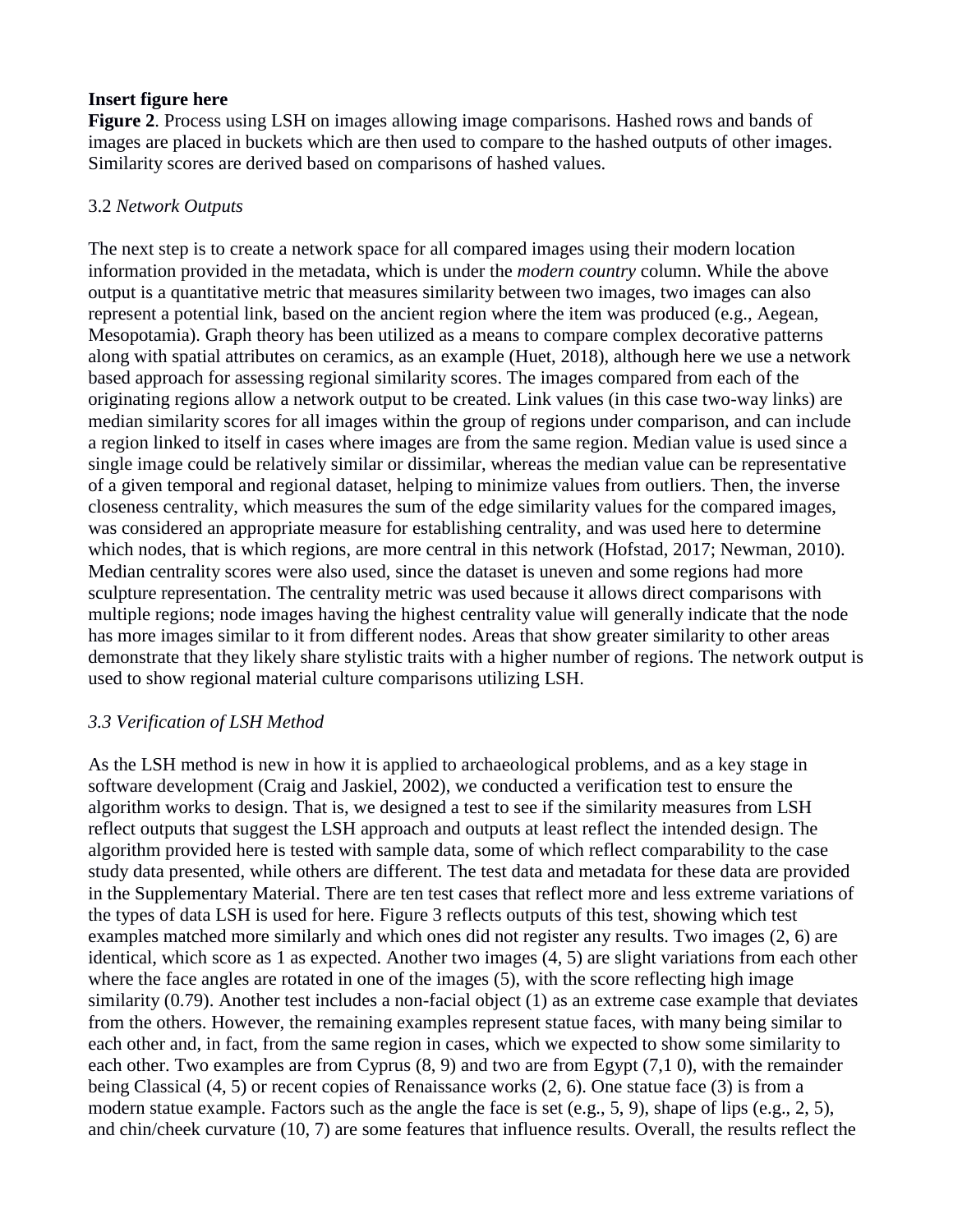**Insert figure here**

**Figure 2**. Process using LSH on images allowing image comparisons. Hashed rows and bands of images are placed in buckets which are then used to compare to the hashed outputs of other images. Similarity scores are derived based on comparisons of hashed values.

### 3.2 *Network Outputs*

The next step is to create a network space for all compared images using their modern location information provided in the metadata, which is under the *modern country* column. While the above output is a quantitative metric that measures similarity between two images, two images can also represent a potential link, based on the ancient region where the item was produced (e.g., Aegean, Mesopotamia). Graph theory has been utilized as a means to compare complex decorative patterns along with spatial attributes on ceramics, as an example (Huet, 2018), although here we use a network based approach for assessing regional similarity scores. The images compared from each of the originating regions allow a network output to be created. Link values (in this case two-way links) are median similarity scores for all images within the group of regions under comparison, and can include a region linked to itself in cases where images are from the same region. Median value is used since a single image could be relatively similar or dissimilar, whereas the median value can be representative of a given temporal and regional dataset, helping to minimize values from outliers. Then, the inverse closeness centrality, which measures the sum of the edge similarity values for the compared images, was considered an appropriate measure for establishing centrality, and was used here to determine which nodes, that is which regions, are more central in this network (Hofstad, 2017; Newman, 2010). Median centrality scores were also used, since the dataset is uneven and some regions had more sculpture representation. The centrality metric was used because it allows direct comparisons with multiple regions; node images having the highest centrality value will generally indicate that the node has more images similar to it from different nodes. Areas that show greater similarity to other areas demonstrate that they likely share stylistic traits with a higher number of regions. The network output is used to show regional material culture comparisons utilizing LSH.

### *3.3 Verification of LSH Method*

As the LSH method is new in how it is applied to archaeological problems, and as a key stage in software development (Craig and Jaskiel, 2002), we conducted a verification test to ensure the algorithm works to design. That is, we designed a test to see if the similarity measures from LSH reflect outputs that suggest the LSH approach and outputs at least reflect the intended design. The algorithm provided here is tested with sample data, some of which reflect comparability to the case study data presented, while others are different. The test data and metadata for these data are provided in the Supplementary Material. There are ten test cases that reflect more and less extreme variations of the types of data LSH is used for here. Figure 3 reflects outputs of this test, showing which test examples matched more similarly and which ones did not register any results. Two images (2, 6) are identical, which score as 1 as expected. Another two images (4, 5) are slight variations from each other where the face angles are rotated in one of the images (5), with the score reflecting high image similarity (0.79). Another test includes a non-facial object (1) as an extreme case example that deviates from the others. However, the remaining examples represent statue faces, with many being similar to each other and, in fact, from the same region in cases, which we expected to show some similarity to each other. Two examples are from Cyprus (8, 9) and two are from Egypt (7,1 0), with the remainder being Classical (4, 5) or recent copies of Renaissance works (2, 6). One statue face (3) is from a modern statue example. Factors such as the angle the face is set (e.g., 5, 9), shape of lips (e.g., 2, 5), and chin/cheek curvature (10, 7) are some features that influence results. Overall, the results reflect the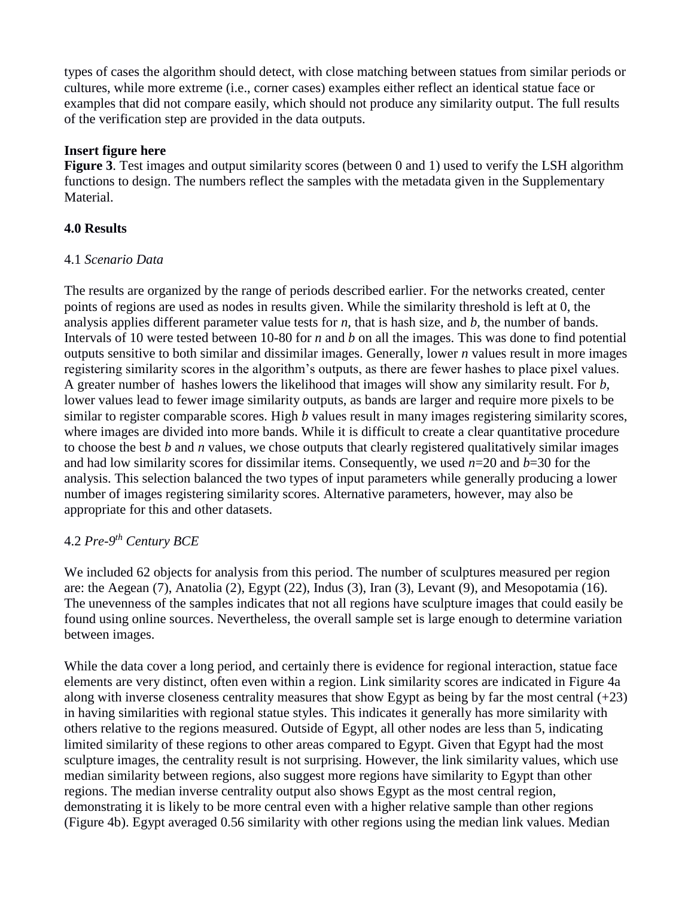types of cases the algorithm should detect, with close matching between statues from similar periods or cultures, while more extreme (i.e., corner cases) examples either reflect an identical statue face or examples that did not compare easily, which should not produce any similarity output. The full results of the verification step are provided in the data outputs.

**Insert figure here**

**Figure 3**. Test images and output similarity scores (between 0 and 1) used to verify the LSH algorithm functions to design. The numbers reflect the samples with the metadata given in the Supplementary Material.

## 4.0 Results

### 4.1 *Scenario Data*

The results are organized by the range of periods described earlier. For the networks created, center points of regions are used as nodes in results given. While the similarity threshold is left at 0, the analysis applies different parameter value tests for *n*, that is hash size, and *b*, the number of bands. Intervals of 10 were tested between 10-80 for *n* and *b* on all the images. This was done to find potential outputs sensitive to both similar and dissimilar images. Generally, lower *n* values result in more images registering similarity scores in the algorithm's outputs, as there are fewer hashes to place pixel values. A greater number of hashes lowers the likelihood that images will show any similarity result. For *b*, lower values lead to fewer image similarity outputs, as bands are larger and require more pixels to be similar to register comparable scores. High *b* values result in many images registering similarity scores, where images are divided into more bands. While it is difficult to create a clear quantitative procedure to choose the best *b* and *n* values, we chose outputs that clearly registered qualitatively similar images and had low similarity scores for dissimilar items. Consequently, we used *n*=20 and *b*=30 for the analysis. This selection balanced the two types of input parameters while generally producing a lower number of images registering similarity scores. Alternative parameters, however, may also be appropriate for this and other datasets.

### 4.2 *Pre-9^th^ Century BCE*

We included 62 objects for analysis from this period. The number of sculptures measured per region are: the Aegean (7), Anatolia (2), Egypt (22), Indus (3), Iran (3), Levant (9), and Mesopotamia (16). The unevenness of the samples indicates that not all regions have sculpture images that could easily be found using online sources. Nevertheless, the overall sample set is large enough to determine variation between images.

While the data cover a long period, and certainly there is evidence for regional interaction, statue face elements are very distinct, often even within a region. Link similarity scores are indicated in Figure 4a along with inverse closeness centrality measures that show Egypt as being by far the most central (+23) in having similarities with regional statue styles. This indicates it generally has more similarity with others relative to the regions measured. Outside of Egypt, all other nodes are less than 5, indicating limited similarity of these regions to other areas compared to Egypt. Given that Egypt had the most sculpture images, the centrality result is not surprising. However, the link similarity values, which use median similarity between regions, also suggest more regions have similarity to Egypt than other regions. The median inverse centrality output also shows Egypt as the most central region, demonstrating it is likely to be more central even with a higher relative sample than other regions (Figure 4b). Egypt averaged 0.56 similarity with other regions using the median link values. Median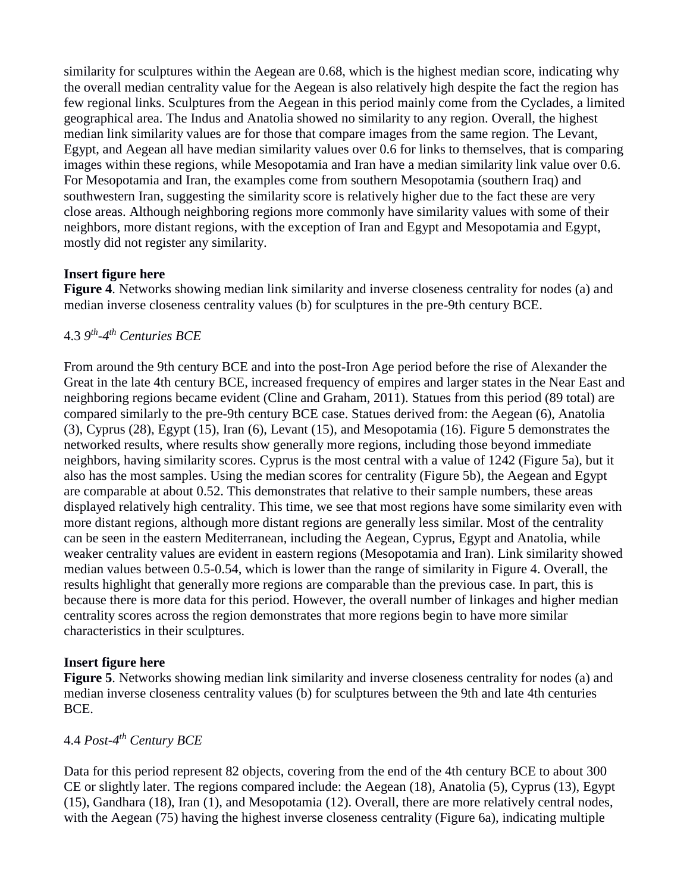similarity for sculptures within the Aegean are 0.68, which is the highest median score, indicating why the overall median centrality value for the Aegean is also relatively high despite the fact the region has few regional links. Sculptures from the Aegean in this period mainly come from the Cyclades, a limited geographical area. The Indus and Anatolia showed no similarity to any region. Overall, the highest median link similarity values are for those that compare images from the same region. The Levant, Egypt, and Aegean all have median similarity values over 0.6 for links to themselves, that is comparing images within these regions, while Mesopotamia and Iran have a median similarity link value over 0.6. For Mesopotamia and Iran, the examples come from southern Mesopotamia (southern Iraq) and southwestern Iran, suggesting the similarity score is relatively higher due to the fact these are very close areas. Although neighboring regions more commonly have similarity values with some of their neighbors, more distant regions, with the exception of Iran and Egypt and Mesopotamia and Egypt, mostly did not register any similarity.

**Insert figure here**

**Figure 4**. Networks showing median link similarity and inverse closeness centrality for nodes (a) and median inverse closeness centrality values (b) for sculptures in the pre-9th century BCE.

### 4.3 *9th-4th Centuries BCE*

From around the 9th century BCE and into the post-Iron Age period before the rise of Alexander the Great in the late 4th century BCE, increased frequency of empires and larger states in the Near East and neighboring regions became evident (Cline and Graham, 2011). Statues from this period (89 total) are compared similarly to the pre-9th century BCE case. Statues derived from: the Aegean (6), Anatolia (3), Cyprus (28), Egypt (15), Iran (6), Levant (15), and Mesopotamia (16). Figure 5 demonstrates the networked results, where results show generally more regions, including those beyond immediate neighbors, having similarity scores. Cyprus is the most central with a value of 1242 (Figure 5a), but it also has the most samples. Using the median scores for centrality (Figure 5b), the Aegean and Egypt are comparable at about 0.52. This demonstrates that relative to their sample numbers, these areas displayed relatively high centrality. This time, we see that most regions have some similarity even with more distant regions, although more distant regions are generally less similar. Most of the centrality can be seen in the eastern Mediterranean, including the Aegean, Cyprus, Egypt and Anatolia, while weaker centrality values are evident in eastern regions (Mesopotamia and Iran). Link similarity showed median values between 0.5-0.54, which is lower than the range of similarity in Figure 4. Overall, the results highlight that generally more regions are comparable than the previous case. In part, this is because there is more data for this period. However, the overall number of linkages and higher median centrality scores across the region demonstrates that more regions begin to have more similar characteristics in their sculptures.

**Insert figure here**

**Figure 5**. Networks showing median link similarity and inverse closeness centrality for nodes (a) and median inverse closeness centrality values (b) for sculptures between the 9th and late 4th centuries BCE.

### 4.4 *Post-4th Century BCE*

Data for this period represent 82 objects, covering from the end of the 4th century BCE to about 300 CE or slightly later. The regions compared include: the Aegean (18), Anatolia (5), Cyprus (13), Egypt (15), Gandhara (18), Iran (1), and Mesopotamia (12). Overall, there are more relatively central nodes, with the Aegean (75) having the highest inverse closeness centrality (Figure 6a), indicating multiple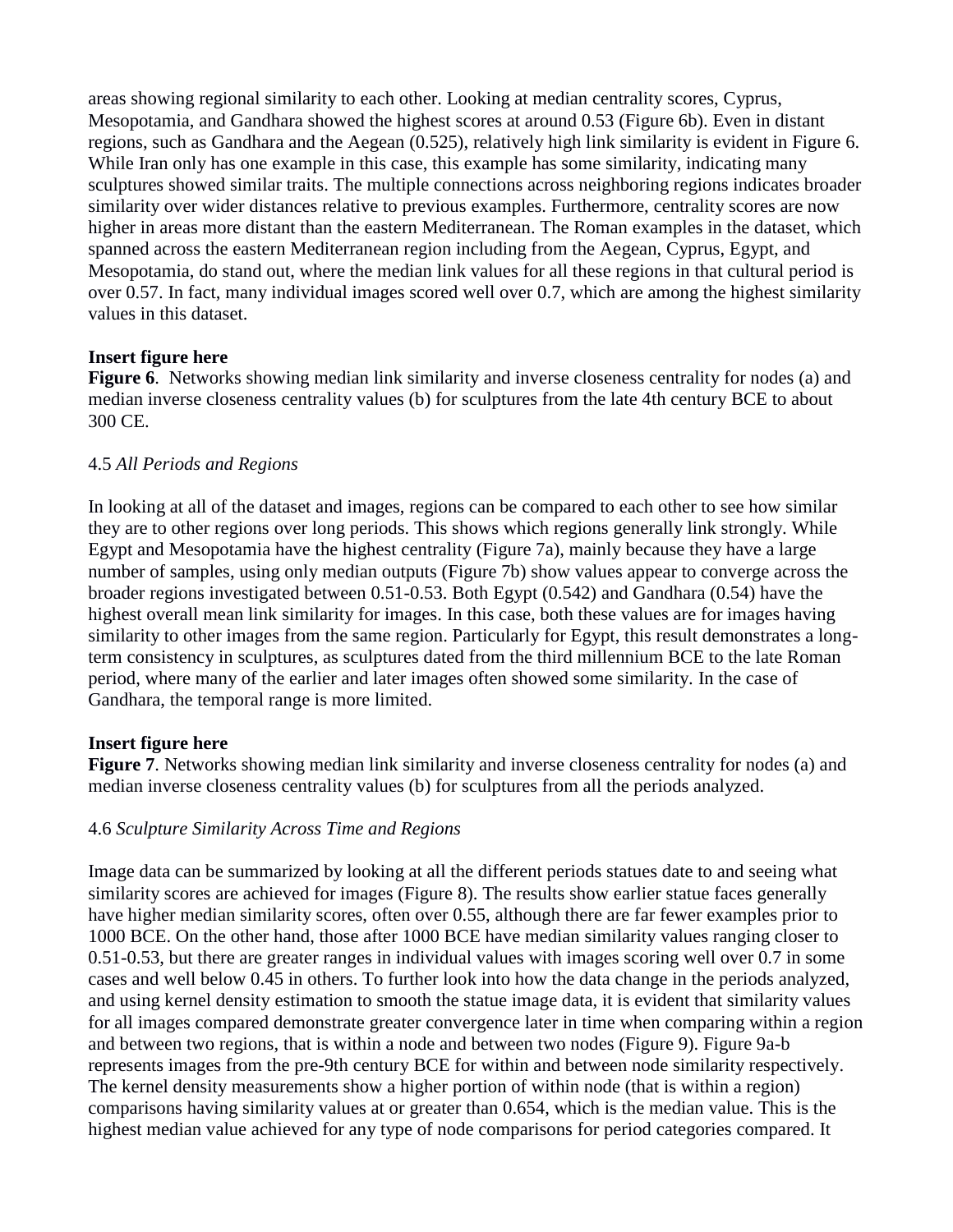areas showing regional similarity to each other. Looking at median centrality scores, Cyprus, Mesopotamia, and Gandhara showed the highest scores at around 0.53 (Figure 6b). Even in distant regions, such as Gandhara and the Aegean (0.525), relatively high link similarity is evident in Figure 6. While Iran only has one example in this case, this example has some similarity, indicating many sculptures showed similar traits. The multiple connections across neighboring regions indicates broader similarity over wider distances relative to previous examples. Furthermore, centrality scores are now higher in areas more distant than the eastern Mediterranean. The Roman examples in the dataset, which spanned across the eastern Mediterranean region including from the Aegean, Cyprus, Egypt, and Mesopotamia, do stand out, where the median link values for all these regions in that cultural period is over 0.57. In fact, many individual images scored well over 0.7, which are among the highest similarity values in this dataset.

**Insert figure here**

**Figure 6**. Networks showing median link similarity and inverse closeness centrality for nodes (a) and median inverse closeness centrality values (b) for sculptures from the late 4th century BCE to about 300 CE.

### 4.5 *All Periods and Regions*

In looking at all of the dataset and images, regions can be compared to each other to see how similar they are to other regions over long periods. This shows which regions generally link strongly. While Egypt and Mesopotamia have the highest centrality (Figure 7a), mainly because they have a large number of samples, using only median outputs (Figure 7b) show values appear to converge across the broader regions investigated between 0.51-0.53. Both Egypt (0.542) and Gandhara (0.54) have the highest overall mean link similarity for images. In this case, both these values are for images having similarity to other images from the same region. Particularly for Egypt, this result demonstrates a long-term consistency in sculptures, as sculptures dated from the third millennium BCE to the late Roman period, where many of the earlier and later images often showed some similarity. In the case of Gandhara, the temporal range is more limited.

**Insert figure here**

**Figure 7**. Networks showing median link similarity and inverse closeness centrality for nodes (a) and median inverse closeness centrality values (b) for sculptures from all the periods analyzed.

### 4.6 *Sculpture Similarity Across Time and Regions*

Image data can be summarized by looking at all the different periods statues date to and seeing what similarity scores are achieved for images (Figure 8). The results show earlier statue faces generally have higher median similarity scores, often over 0.55, although there are far fewer examples prior to 1000 BCE. On the other hand, those after 1000 BCE have median similarity values ranging closer to 0.51-0.53, but there are greater ranges in individual values with images scoring well over 0.7 in some cases and well below 0.45 in others. To further look into how the data change in the periods analyzed, and using kernel density estimation to smooth the statue image data, it is evident that similarity values for all images compared demonstrate greater convergence later in time when comparing within a region and between two regions, that is within a node and between two nodes (Figure 9). Figure 9a-b represents images from the pre-9th century BCE for within and between node similarity respectively. The kernel density measurements show a higher portion of within node (that is within a region) comparisons having similarity values at or greater than 0.654, which is the median value. This is the highest median value achieved for any type of node comparisons for period categories compared. It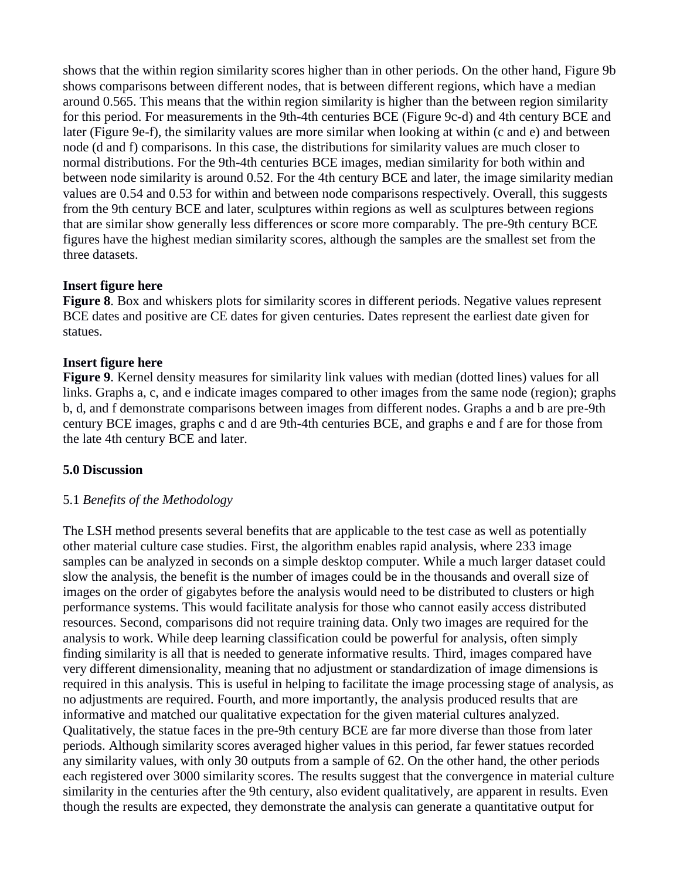shows that the within region similarity scores higher than in other periods. On the other hand, Figure 9b shows comparisons between different nodes, that is between different regions, which have a median around 0.565. This means that the within region similarity is higher than the between region similarity for this period. For measurements in the 9th-4th centuries BCE (Figure 9c-d) and 4th century BCE and later (Figure 9e-f), the similarity values are more similar when looking at within (c and e) and between node (d and f) comparisons. In this case, the distributions for similarity values are much closer to normal distributions. For the 9th-4th centuries BCE images, median similarity for both within and between node similarity is around 0.52. For the 4th century BCE and later, the image similarity median values are 0.54 and 0.53 for within and between node comparisons respectively. Overall, this suggests from the 9th century BCE and later, sculptures within regions as well as sculptures between regions that are similar show generally less differences or score more comparably. The pre-9th century BCE figures have the highest median similarity scores, although the samples are the smallest set from the three datasets.

**Insert figure here**

**Figure 8**. Box and whiskers plots for similarity scores in different periods. Negative values represent BCE dates and positive are CE dates for given centuries. Dates represent the earliest date given for statues.

**Insert figure here**

**Figure 9**. Kernel density measures for similarity link values with median (dotted lines) values for all links. Graphs a, c, and e indicate images compared to other images from the same node (region); graphs b, d, and f demonstrate comparisons between images from different nodes. Graphs a and b are pre-9th century BCE images, graphs c and d are 9th-4th centuries BCE, and graphs e and f are for those from the late 4th century BCE and later.

## 5.0 Discussion

### 5.1 *Benefits of the Methodology*

The LSH method presents several benefits that are applicable to the test case as well as potentially other material culture case studies. First, the algorithm enables rapid analysis, where 233 image samples can be analyzed in seconds on a simple desktop computer. While a much larger dataset could slow the analysis, the benefit is the number of images could be in the thousands and overall size of images on the order of gigabytes before the analysis would need to be distributed to clusters or high performance systems. This would facilitate analysis for those who cannot easily access distributed resources. Second, comparisons did not require training data. Only two images are required for the analysis to work. While deep learning classification could be powerful for analysis, often simply finding similarity is all that is needed to generate informative results. Third, images compared have very different dimensionality, meaning that no adjustment or standardization of image dimensions is required in this analysis. This is useful in helping to facilitate the image processing stage of analysis, as no adjustments are required. Fourth, and more importantly, the analysis produced results that are informative and matched our qualitative expectation for the given material cultures analyzed. Qualitatively, the statue faces in the pre-9th century BCE are far more diverse than those from later periods. Although similarity scores averaged higher values in this period, far fewer statues recorded any similarity values, with only 30 outputs from a sample of 62. On the other hand, the other periods each registered over 3000 similarity scores. The results suggest that the convergence in material culture similarity in the centuries after the 9th century, also evident qualitatively, are apparent in results. Even though the results are expected, they demonstrate the analysis can generate a quantitative output for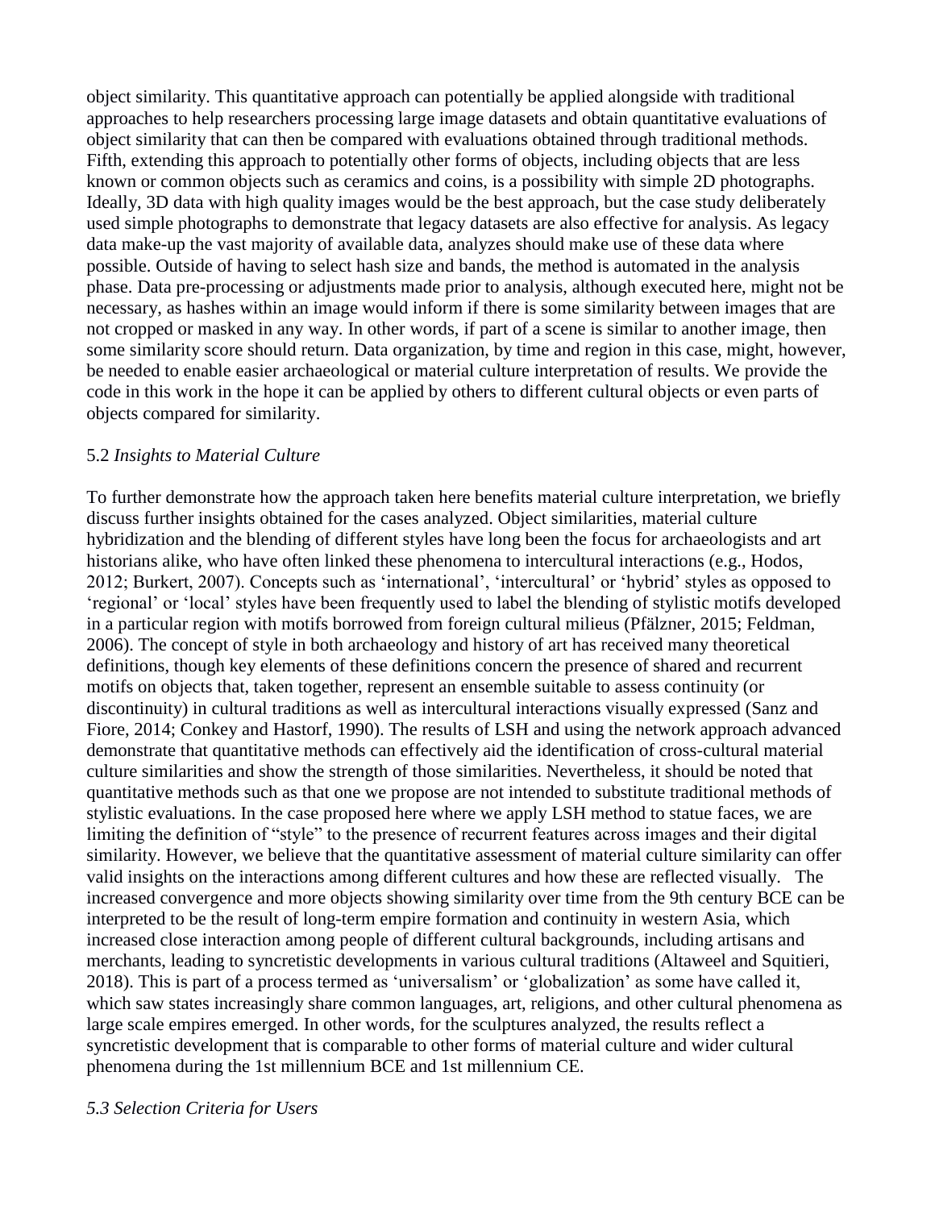object similarity. This quantitative approach can potentially be applied alongside with traditional approaches to help researchers processing large image datasets and obtain quantitative evaluations of object similarity that can then be compared with evaluations obtained through traditional methods. Fifth, extending this approach to potentially other forms of objects, including objects that are less known or common objects such as ceramics and coins, is a possibility with simple 2D photographs. Ideally, 3D data with high quality images would be the best approach, but the case study deliberately used simple photographs to demonstrate that legacy datasets are also effective for analysis. As legacy data make-up the vast majority of available data, analyzes should make use of these data where possible. Outside of having to select hash size and bands, the method is automated in the analysis phase. Data pre-processing or adjustments made prior to analysis, although executed here, might not be necessary, as hashes within an image would inform if there is some similarity between images that are not cropped or masked in any way. In other words, if part of a scene is similar to another image, then some similarity score should return. Data organization, by time and region in this case, might, however, be needed to enable easier archaeological or material culture interpretation of results. We provide the code in this work in the hope it can be applied by others to different cultural objects or even parts of objects compared for similarity.

### 5.2 *Insights to Material Culture*

To further demonstrate how the approach taken here benefits material culture interpretation, we briefly discuss further insights obtained for the cases analyzed. Object similarities, material culture hybridization and the blending of different styles have long been the focus for archaeologists and art historians alike, who have often linked these phenomena to intercultural interactions (e.g., Hodos, 2012; Burkert, 2007). Concepts such as 'international', 'intercultural' or 'hybrid' styles as opposed to 'regional' or 'local' styles have been frequently used to label the blending of stylistic motifs developed in a particular region with motifs borrowed from foreign cultural milieus (Pfälzner, 2015; Feldman, 2006). The concept of style in both archaeology and history of art has received many theoretical definitions, though key elements of these definitions concern the presence of shared and recurrent motifs on objects that, taken together, represent an ensemble suitable to assess continuity (or discontinuity) in cultural traditions as well as intercultural interactions visually expressed (Sanz and Fiore, 2014; Conkey and Hastorf, 1990). The results of LSH and using the network approach advanced demonstrate that quantitative methods can effectively aid the identification of cross-cultural material culture similarities and show the strength of those similarities. Nevertheless, it should be noted that quantitative methods such as that one we propose are not intended to substitute traditional methods of stylistic evaluations. In the case proposed here where we apply LSH method to statue faces, we are limiting the definition of "style" to the presence of recurrent features across images and their digital similarity. However, we believe that the quantitative assessment of material culture similarity can offer valid insights on the interactions among different cultures and how these are reflected visually. The increased convergence and more objects showing similarity over time from the 9th century BCE can be interpreted to be the result of long-term empire formation and continuity in western Asia, which increased close interaction among people of different cultural backgrounds, including artisans and merchants, leading to syncretistic developments in various cultural traditions (Altaweel and Squitieri, 2018). This is part of a process termed as 'universalism' or 'globalization' as some have called it, which saw states increasingly share common languages, art, religions, and other cultural phenomena as large scale empires emerged. In other words, for the sculptures analyzed, the results reflect a syncretistic development that is comparable to other forms of material culture and wider cultural phenomena during the 1st millennium BCE and 1st millennium CE.

### *5.3 Selection Criteria for Users*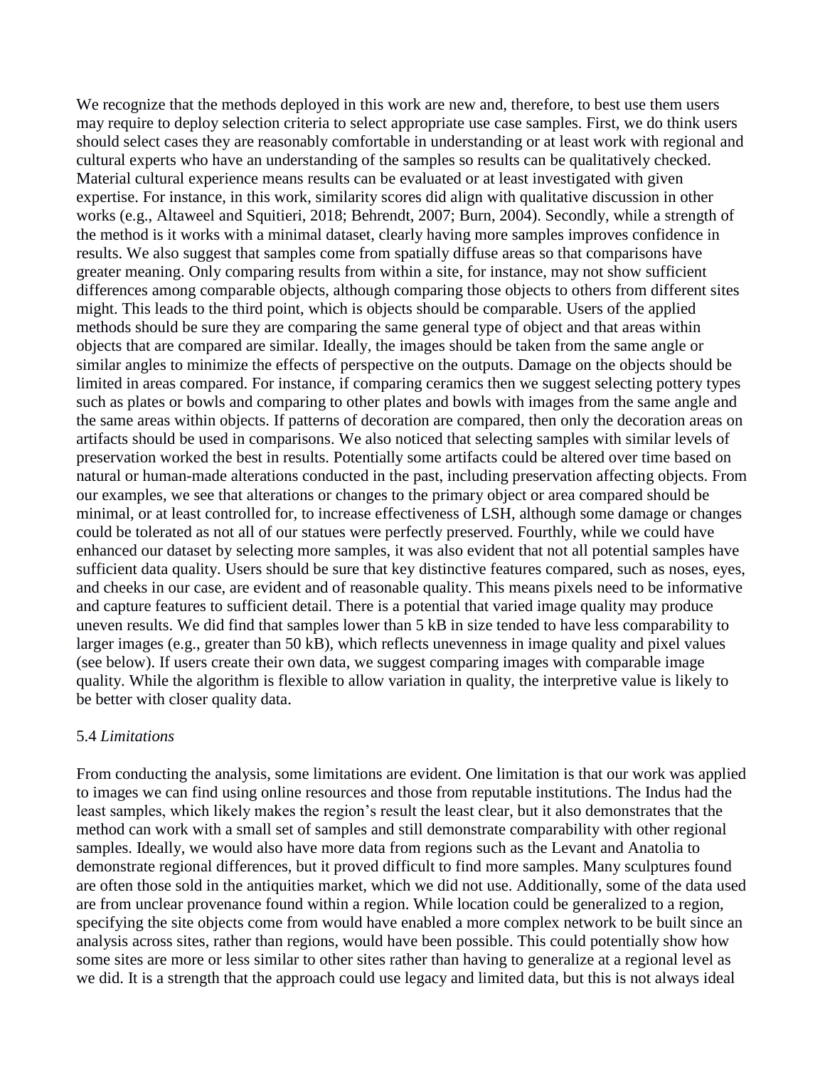We recognize that the methods deployed in this work are new and, therefore, to best use them users may require to deploy selection criteria to select appropriate use case samples. First, we do think users should select cases they are reasonably comfortable in understanding or at least work with regional and cultural experts who have an understanding of the samples so results can be qualitatively checked. Material cultural experience means results can be evaluated or at least investigated with given expertise. For instance, in this work, similarity scores did align with qualitative discussion in other works (e.g., Altaweel and Squitieri, 2018; Behrendt, 2007; Burn, 2004). Secondly, while a strength of the method is it works with a minimal dataset, clearly having more samples improves confidence in results. We also suggest that samples come from spatially diffuse areas so that comparisons have greater meaning. Only comparing results from within a site, for instance, may not show sufficient differences among comparable objects, although comparing those objects to others from different sites might. This leads to the third point, which is objects should be comparable. Users of the applied methods should be sure they are comparing the same general type of object and that areas within objects that are compared are similar. Ideally, the images should be taken from the same angle or similar angles to minimize the effects of perspective on the outputs. Damage on the objects should be limited in areas compared. For instance, if comparing ceramics then we suggest selecting pottery types such as plates or bowls and comparing to other plates and bowls with images from the same angle and the same areas within objects. If patterns of decoration are compared, then only the decoration areas on artifacts should be used in comparisons. We also noticed that selecting samples with similar levels of preservation worked the best in results. Potentially some artifacts could be altered over time based on natural or human-made alterations conducted in the past, including preservation affecting objects. From our examples, we see that alterations or changes to the primary object or area compared should be minimal, or at least controlled for, to increase effectiveness of LSH, although some damage or changes could be tolerated as not all of our statues were perfectly preserved. Fourthly, while we could have enhanced our dataset by selecting more samples, it was also evident that not all potential samples have sufficient data quality. Users should be sure that key distinctive features compared, such as noses, eyes, and cheeks in our case, are evident and of reasonable quality. This means pixels need to be informative and capture features to sufficient detail. There is a potential that varied image quality may produce uneven results. We did find that samples lower than 5 kB in size tended to have less comparability to larger images (e.g., greater than 50 kB), which reflects unevenness in image quality and pixel values (see below). If users create their own data, we suggest comparing images with comparable image quality. While the algorithm is flexible to allow variation in quality, the interpretive value is likely to be better with closer quality data.

### 5.4 *Limitations*

From conducting the analysis, some limitations are evident. One limitation is that our work was applied to images we can find using online resources and those from reputable institutions. The Indus had the least samples, which likely makes the region's result the least clear, but it also demonstrates that the method can work with a small set of samples and still demonstrate comparability with other regional samples. Ideally, we would also have more data from regions such as the Levant and Anatolia to demonstrate regional differences, but it proved difficult to find more samples. Many sculptures found are often those sold in the antiquities market, which we did not use. Additionally, some of the data used are from unclear provenance found within a region. While location could be generalized to a region, specifying the site objects come from would have enabled a more complex network to be built since an analysis across sites, rather than regions, would have been possible. This could potentially show how some sites are more or less similar to other sites rather than having to generalize at a regional level as we did. It is a strength that the approach could use legacy and limited data, but this is not always ideal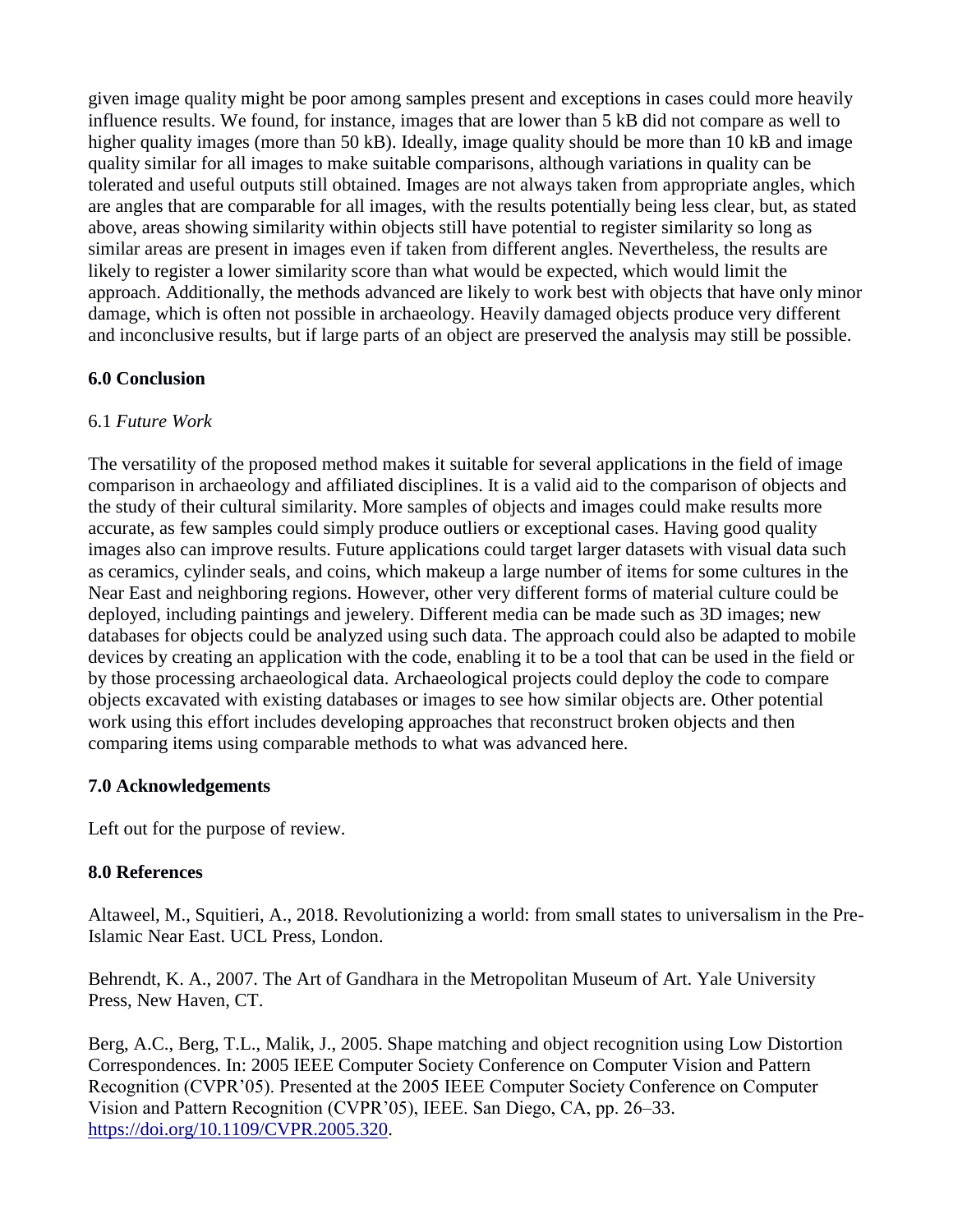given image quality might be poor among samples present and exceptions in cases could more heavily influence results. We found, for instance, images that are lower than 5 kB did not compare as well to higher quality images (more than 50 kB). Ideally, image quality should be more than 10 kB and image quality similar for all images to make suitable comparisons, although variations in quality can be tolerated and useful outputs still obtained. Images are not always taken from appropriate angles, which are angles that are comparable for all images, with the results potentially being less clear, but, as stated above, areas showing similarity within objects still have potential to register similarity so long as similar areas are present in images even if taken from different angles. Nevertheless, the results are likely to register a lower similarity score than what would be expected, which would limit the approach. Additionally, the methods advanced are likely to work best with objects that have only minor damage, which is often not possible in archaeology. Heavily damaged objects produce very different and inconclusive results, but if large parts of an object are preserved the analysis may still be possible.

## 6.0 Conclusion

### 6.1 *Future Work*

The versatility of the proposed method makes it suitable for several applications in the field of image comparison in archaeology and affiliated disciplines. It is a valid aid to the comparison of objects and the study of their cultural similarity. More samples of objects and images could make results more accurate, as few samples could simply produce outliers or exceptional cases. Having good quality images also can improve results. Future applications could target larger datasets with visual data such as ceramics, cylinder seals, and coins, which makeup a large number of items for some cultures in the Near East and neighboring regions. However, other very different forms of material culture could be deployed, including paintings and jewelery. Different media can be made such as 3D images; new databases for objects could be analyzed using such data. The approach could also be adapted to mobile devices by creating an application with the code, enabling it to be a tool that can be used in the field or by those processing archaeological data. Archaeological projects could deploy the code to compare objects excavated with existing databases or images to see how similar objects are. Other potential work using this effort includes developing approaches that reconstruct broken objects and then comparing items using comparable methods to what was advanced here.

## 7.0 Acknowledgements

Left out for the purpose of review.

## 8.0 References

Altaweel, M., Squitieri, A., 2018. Revolutionizing a world: from small states to universalism in the Pre-Islamic Near East. UCL Press, London.

Behrendt, K. A., 2007. The Art of Gandhara in the Metropolitan Museum of Art. Yale University Press, New Haven, CT.

Berg, A.C., Berg, T.L., Malik, J., 2005. Shape matching and object recognition using Low Distortion Correspondences. In: 2005 IEEE Computer Society Conference on Computer Vision and Pattern Recognition (CVPR'05). Presented at the 2005 IEEE Computer Society Conference on Computer Vision and Pattern Recognition (CVPR'05), IEEE. San Diego, CA, pp. 26–33. https://doi.org/10.1109/CVPR.2005.320.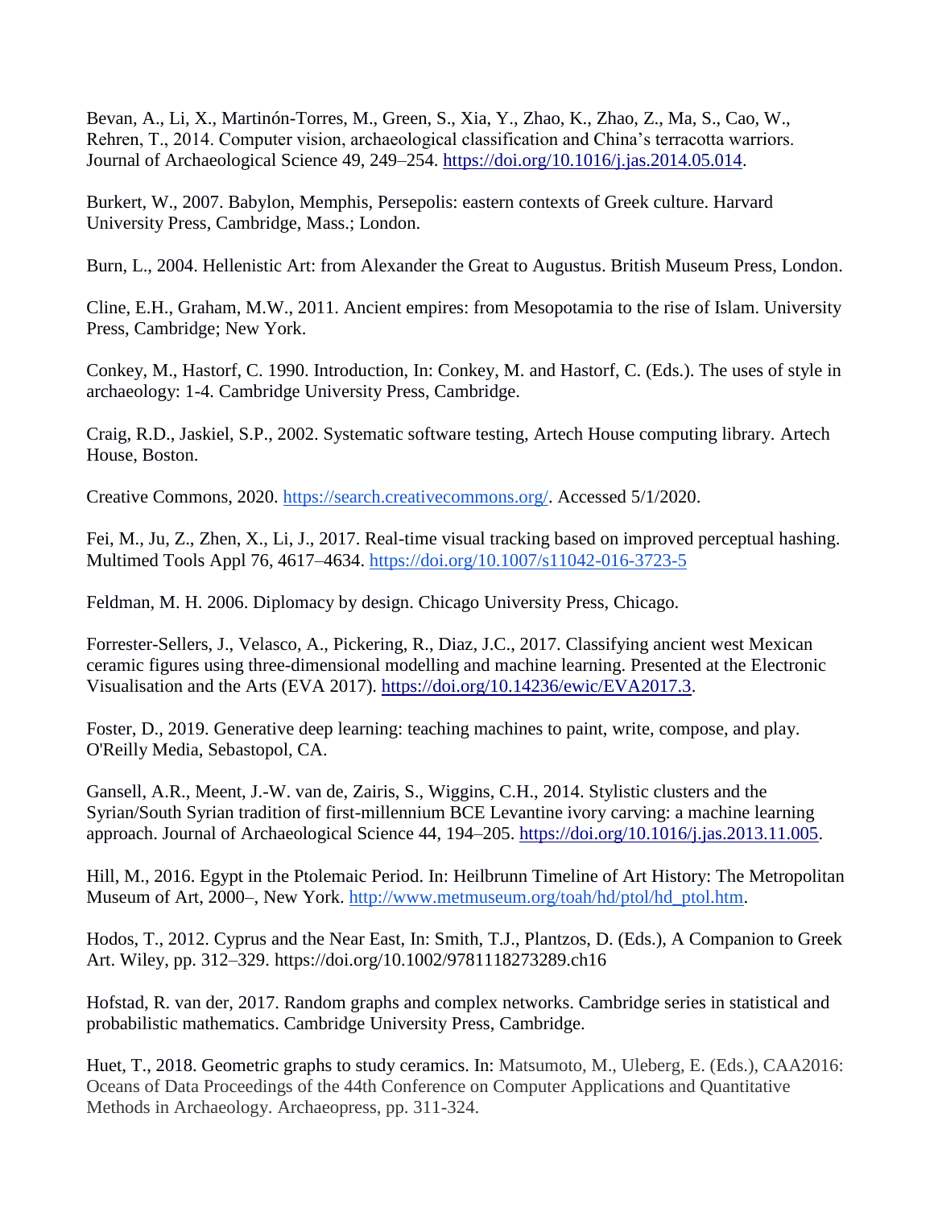Bevan, A., Li, X., Martinón-Torres, M., Green, S., Xia, Y., Zhao, K., Zhao, Z., Ma, S., Cao, W., Rehren, T., 2014. Computer vision, archaeological classification and China's terracotta warriors. Journal of Archaeological Science 49, 249–254. https://doi.org/10.1016/j.jas.2014.05.014.

Burkert, W., 2007. Babylon, Memphis, Persepolis: eastern contexts of Greek culture. Harvard University Press, Cambridge, Mass.; London.

Burn, L., 2004. Hellenistic Art: from Alexander the Great to Augustus. British Museum Press, London.

Cline, E.H., Graham, M.W., 2011. Ancient empires: from Mesopotamia to the rise of Islam. University Press, Cambridge; New York.

Conkey, M., Hastorf, C. 1990. Introduction, In: Conkey, M. and Hastorf, C. (Eds.). The uses of style in archaeology: 1-4. Cambridge University Press, Cambridge.

Craig, R.D., Jaskiel, S.P., 2002. Systematic software testing, Artech House computing library. Artech House, Boston.

Creative Commons, 2020. https://search.creativecommons.org/. Accessed 5/1/2020.

Fei, M., Ju, Z., Zhen, X., Li, J., 2017. Real-time visual tracking based on improved perceptual hashing. Multimed Tools Appl 76, 4617–4634. https://doi.org/10.1007/s11042-016-3723-5

Feldman, M. H. 2006. Diplomacy by design. Chicago University Press, Chicago.

Forrester-Sellers, J., Velasco, A., Pickering, R., Diaz, J.C., 2017. Classifying ancient west Mexican ceramic figures using three-dimensional modelling and machine learning. Presented at the Electronic Visualisation and the Arts (EVA 2017). https://doi.org/10.14236/ewic/EVA2017.3.

Foster, D., 2019. Generative deep learning: teaching machines to paint, write, compose, and play. O'Reilly Media, Sebastopol, CA.

Gansell, A.R., Meent, J.-W. van de, Zairis, S., Wiggins, C.H., 2014. Stylistic clusters and the Syrian/South Syrian tradition of first-millennium BCE Levantine ivory carving: a machine learning approach. Journal of Archaeological Science 44, 194–205. https://doi.org/10.1016/j.jas.2013.11.005.

Hill, M., 2016. Egypt in the Ptolemaic Period. In: Heilbrunn Timeline of Art History: The Metropolitan Museum of Art, 2000–, New York. http://www.metmuseum.org/toah/hd/ptol/hd_ptol.htm.

Hodos, T., 2012. Cyprus and the Near East, In: Smith, T.J., Plantzos, D. (Eds.), A Companion to Greek Art. Wiley, pp. 312–329. https://doi.org/10.1002/9781118273289.ch16

Hofstad, R. van der, 2017. Random graphs and complex networks. Cambridge series in statistical and probabilistic mathematics. Cambridge University Press, Cambridge.

Huet, T., 2018. Geometric graphs to study ceramics. In: Matsumoto, M., Uleberg, E. (Eds.), CAA2016: Oceans of Data Proceedings of the 44th Conference on Computer Applications and Quantitative Methods in Archaeology. Archaeopress, pp. 311-324.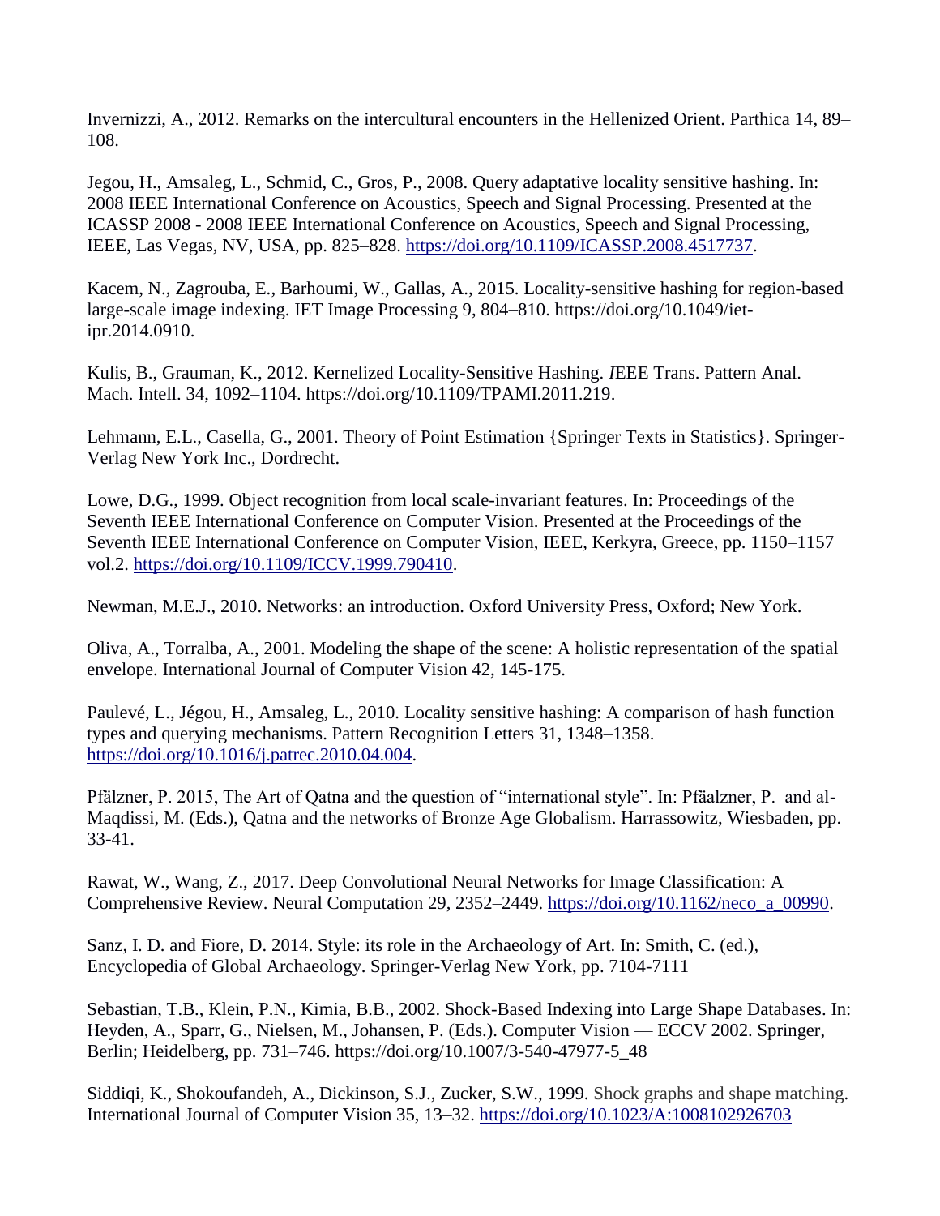Invernizzi, A., 2012. Remarks on the intercultural encounters in the Hellenized Orient. Parthica 14, 89–108.

Jegou, H., Amsaleg, L., Schmid, C., Gros, P., 2008. Query adaptative locality sensitive hashing. In: 2008 IEEE International Conference on Acoustics, Speech and Signal Processing. Presented at the ICASSP 2008 - 2008 IEEE International Conference on Acoustics, Speech and Signal Processing, IEEE, Las Vegas, NV, USA, pp. 825–828. https://doi.org/10.1109/ICASSP.2008.4517737.

Kacem, N., Zagrouba, E., Barhoumi, W., Gallas, A., 2015. Locality-sensitive hashing for region-based large-scale image indexing. IET Image Processing 9, 804–810. https://doi.org/10.1049/iet-ipr.2014.0910.

Kulis, B., Grauman, K., 2012. Kernelized Locality-Sensitive Hashing. *I*EEE Trans. Pattern Anal. Mach. Intell. 34, 1092–1104. https://doi.org/10.1109/TPAMI.2011.219.

Lehmann, E.L., Casella, G., 2001. Theory of Point Estimation {Springer Texts in Statistics}. Springer-Verlag New York Inc., Dordrecht.

Lowe, D.G., 1999. Object recognition from local scale-invariant features. In: Proceedings of the Seventh IEEE International Conference on Computer Vision. Presented at the Proceedings of the Seventh IEEE International Conference on Computer Vision, IEEE, Kerkyra, Greece, pp. 1150–1157 vol.2. https://doi.org/10.1109/ICCV.1999.790410.

Newman, M.E.J., 2010. Networks: an introduction. Oxford University Press, Oxford; New York.

Oliva, A., Torralba, A., 2001. Modeling the shape of the scene: A holistic representation of the spatial envelope. International Journal of Computer Vision 42, 145-175.

Paulevé, L., Jégou, H., Amsaleg, L., 2010. Locality sensitive hashing: A comparison of hash function types and querying mechanisms. Pattern Recognition Letters 31, 1348–1358. https://doi.org/10.1016/j.patrec.2010.04.004.

Pfälzner, P. 2015, The Art of Qatna and the question of "international style". In: Pfäalzner, P. and al-Maqdissi, M. (Eds.), Qatna and the networks of Bronze Age Globalism. Harrassowitz, Wiesbaden, pp. 33-41.

Rawat, W., Wang, Z., 2017. Deep Convolutional Neural Networks for Image Classification: A Comprehensive Review. Neural Computation 29, 2352–2449. https://doi.org/10.1162/neco_a_00990.

Sanz, I. D. and Fiore, D. 2014. Style: its role in the Archaeology of Art. In: Smith, C. (ed.), Encyclopedia of Global Archaeology. Springer-Verlag New York, pp. 7104-7111

Sebastian, T.B., Klein, P.N., Kimia, B.B., 2002. Shock-Based Indexing into Large Shape Databases. In: Heyden, A., Sparr, G., Nielsen, M., Johansen, P. (Eds.). Computer Vision — ECCV 2002. Springer, Berlin; Heidelberg, pp. 731–746. https://doi.org/10.1007/3-540-47977-5_48

Siddiqi, K., Shokoufandeh, A., Dickinson, S.J., Zucker, S.W., 1999. Shock graphs and shape matching. International Journal of Computer Vision 35, 13–32. https://doi.org/10.1023/A:1008102926703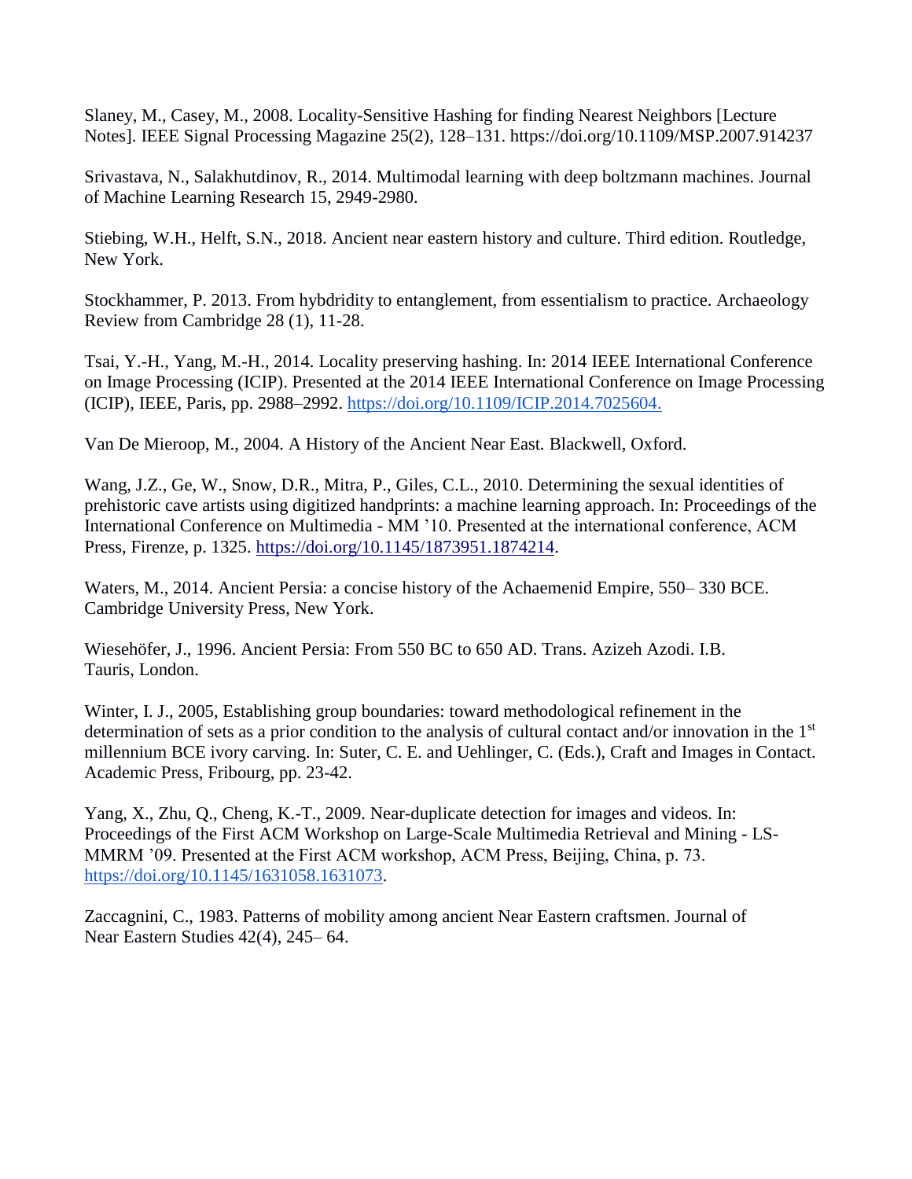Slaney, M., Casey, M., 2008. Locality-Sensitive Hashing for finding Nearest Neighbors [Lecture Notes]. IEEE Signal Processing Magazine 25(2), 128–131. https://doi.org/10.1109/MSP.2007.914237

Srivastava, N., Salakhutdinov, R., 2014. Multimodal learning with deep boltzmann machines. Journal of Machine Learning Research 15, 2949-2980.

Stiebing, W.H., Helft, S.N., 2018. Ancient near eastern history and culture. Third edition. Routledge, New York.

Stockhammer, P. 2013. From hybdridity to entanglement, from essentialism to practice. Archaeology Review from Cambridge 28 (1), 11-28.

Tsai, Y.-H., Yang, M.-H., 2014. Locality preserving hashing. In: 2014 IEEE International Conference on Image Processing (ICIP). Presented at the 2014 IEEE International Conference on Image Processing (ICIP), IEEE, Paris, pp. 2988–2992. https://doi.org/10.1109/ICIP.2014.7025604.

Van De Mieroop, M., 2004. A History of the Ancient Near East. Blackwell, Oxford.

Wang, J.Z., Ge, W., Snow, D.R., Mitra, P., Giles, C.L., 2010. Determining the sexual identities of prehistoric cave artists using digitized handprints: a machine learning approach. In: Proceedings of the International Conference on Multimedia - MM '10. Presented at the international conference, ACM Press, Firenze, p. 1325. https://doi.org/10.1145/1873951.1874214.

Waters, M., 2014. Ancient Persia: a concise history of the Achaemenid Empire, 550– 330 BCE. Cambridge University Press, New York.

Wiesehöfer, J., 1996. Ancient Persia: From 550 BC to 650 AD. Trans. Azizeh Azodi. I.B. Tauris, London.

Winter, I. J., 2005, Establishing group boundaries: toward methodological refinement in the determination of sets as a prior condition to the analysis of cultural contact and/or innovation in the 1st millennium BCE ivory carving. In: Suter, C. E. and Uehlinger, C. (Eds.), Craft and Images in Contact. Academic Press, Fribourg, pp. 23-42.

Yang, X., Zhu, Q., Cheng, K.-T., 2009. Near-duplicate detection for images and videos. In: Proceedings of the First ACM Workshop on Large-Scale Multimedia Retrieval and Mining - LS-MMRM '09. Presented at the First ACM workshop, ACM Press, Beijing, China, p. 73. https://doi.org/10.1145/1631058.1631073.

Zaccagnini, C., 1983. Patterns of mobility among ancient Near Eastern craftsmen. Journal of Near Eastern Studies 42(4), 245– 64.